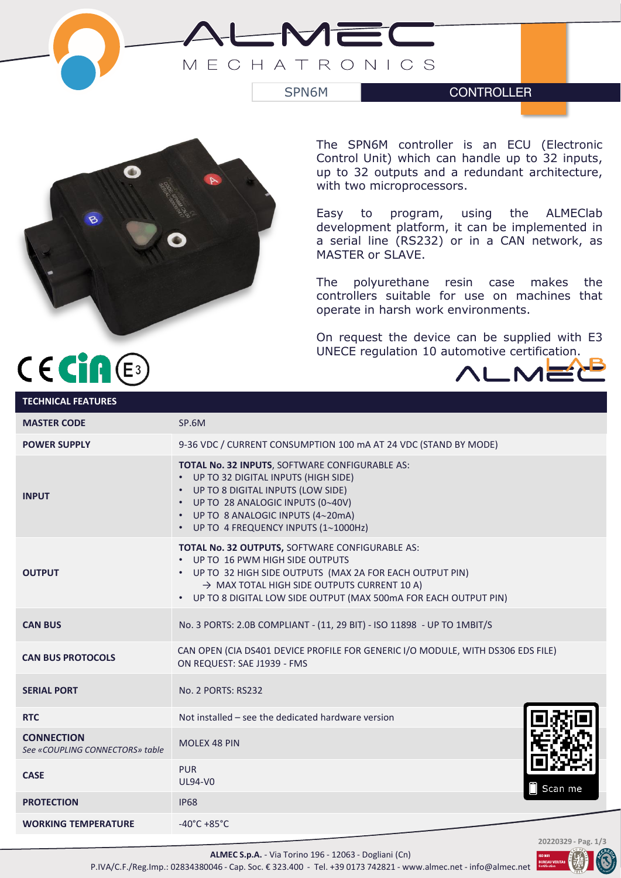# ALMEC MECHATRONICS

SPN6M | CONTROLLER

The SPN6M controller is an ECU (Electronic Control Unit) which can handle up to 32 inputs, up to 32 outputs and a redundant architecture, with two microprocessors.

Easy to program, using the ALMEClab development platform, it can be implemented in a serial line (RS232) or in a CAN network, as MASTER or SLAVE.

The polyurethane resin case makes the controllers suitable for use on machines that operate in harsh work environments.

On request the device can be supplied with E3 UNECE regulation 10 automotive certification.

| TECHNICAL FEATURES | |
|---|---|
| **MASTER CODE** | SP.6M |
| **POWER SUPPLY** | 9-36 VDC / CURRENT CONSUMPTION 100 mA AT 24 VDC (STAND BY MODE) |
| **INPUT** | **TOTAL No. 32 INPUTS**, SOFTWARE CONFIGURABLE AS:<br>• UP TO 32 DIGITAL INPUTS (HIGH SIDE)<br>• UP TO 8 DIGITAL INPUTS (LOW SIDE)<br>• UP TO 28 ANALOGIC INPUTS (0~40V)<br>• UP TO 8 ANALOGIC INPUTS (4~20mA)<br>• UP TO 4 FREQUENCY INPUTS (1~1000Hz) |
| **OUTPUT** | **TOTAL No. 32 OUTPUTS,** SOFTWARE CONFIGURABLE AS:<br>• UP TO 16 PWM HIGH SIDE OUTPUTS<br>• UP TO 32 HIGH SIDE OUTPUTS (MAX 2A FOR EACH OUTPUT PIN)<br>→ MAX TOTAL HIGH SIDE OUTPUTS CURRENT 10 A)<br>• UP TO 8 DIGITAL LOW SIDE OUTPUT (MAX 500mA FOR EACH OUTPUT PIN) |
| **CAN BUS** | No. 3 PORTS: 2.0B COMPLIANT - (11, 29 BIT) - ISO 11898 - UP TO 1MBIT/S |
| **CAN BUS PROTOCOLS** | CAN OPEN (CIA DS401 DEVICE PROFILE FOR GENERIC I/O MODULE, WITH DS306 EDS FILE)<br>ON REQUEST: SAE J1939 - FMS |
| **SERIAL PORT** | No. 2 PORTS: RS232 |
| **RTC** | Not installed – see the dedicated hardware version |
| **CONNECTION**<br>*See «COUPLING CONNECTORS» table* | MOLEX 48 PIN |
| **CASE** | PUR<br>UL94-V0 |
| **PROTECTION** | IP68 |
| **WORKING TEMPERATURE** | -40°C +85°C |

Scan me

20220329

**ALMEC S.p.A.** - Via Torino 196 - 12063 - Dogliani (Cn)
P.IVA/C.F./Reg.Imp.: 02834380046 - Cap. Soc. € 323.400 - Tel. +39 0173 742821 - www.almec.net - info@almec.net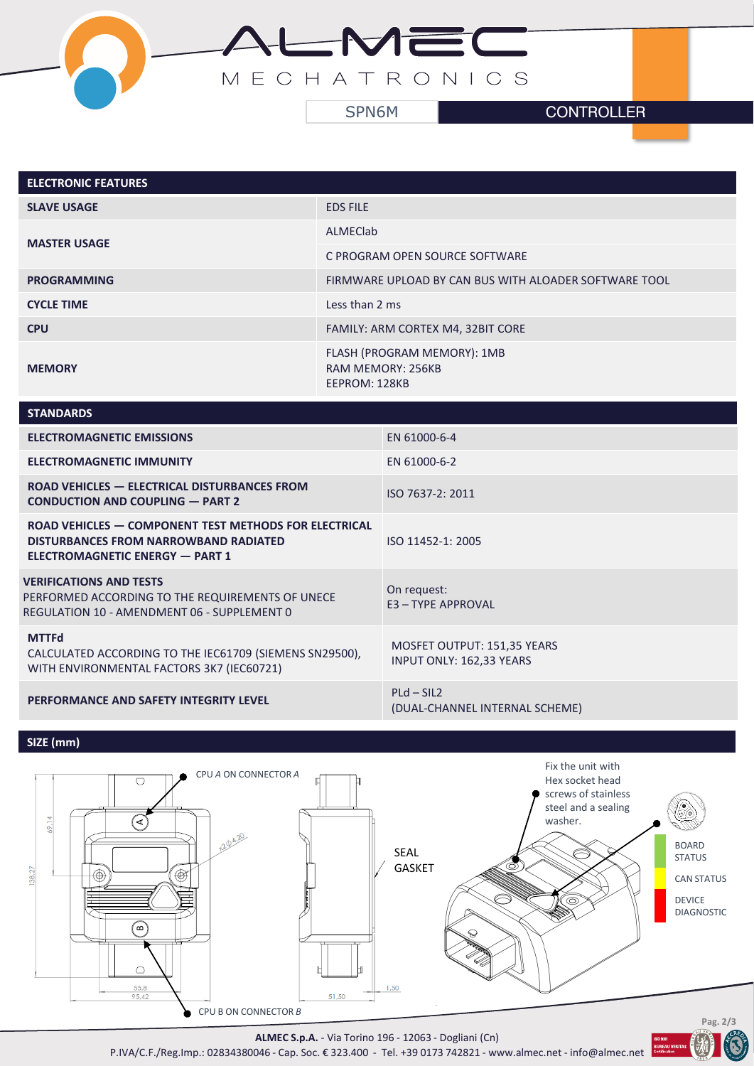## ELECTRONIC FEATURES

| ELECTRONIC FEATURES | |
|---|---|
| **SLAVE USAGE** | EDS FILE |
| **MASTER USAGE** | ALMEClab |
| | C PROGRAM OPEN SOURCE SOFTWARE |
| **PROGRAMMING** | FIRMWARE UPLOAD BY CAN BUS WITH ALOADER SOFTWARE TOOL |
| **CYCLE TIME** | Less than 2 ms |
| **CPU** | FAMILY: ARM CORTEX M4, 32BIT CORE |
| **MEMORY** | FLASH (PROGRAM MEMORY): 1MB<br>RAM MEMORY: 256KB<br>EEPROM: 128KB |

## STANDARDS

| STANDARDS | |
|---|---|
| **ELECTROMAGNETIC EMISSIONS** | EN 61000-6-4 |
| **ELECTROMAGNETIC IMMUNITY** | EN 61000-6-2 |
| **ROAD VEHICLES — ELECTRICAL DISTURBANCES FROM CONDUCTION AND COUPLING — PART 2** | ISO 7637-2: 2011 |
| **ROAD VEHICLES — COMPONENT TEST METHODS FOR ELECTRICAL DISTURBANCES FROM NARROWBAND RADIATED ELECTROMAGNETIC ENERGY — PART 1** | ISO 11452-1: 2005 |
| **VERIFICATIONS AND TESTS**<br>PERFORMED ACCORDING TO THE REQUIREMENTS OF UNECE REGULATION 10 - AMENDMENT 06 - SUPPLEMENT 0 | On request:<br>E3 – TYPE APPROVAL |
| **MTTFd**<br>CALCULATED ACCORDING TO THE IEC61709 (SIEMENS SN29500), WITH ENVIRONMENTAL FACTORS 3K7 (IEC60721) | MOSFET OUTPUT: 151,35 YEARS<br>INPUT ONLY: 162,33 YEARS |
| **PERFORMANCE AND SAFETY INTEGRITY LEVEL** | PLd – SIL2<br>(DUAL-CHANNEL INTERNAL SCHEME) |

## SIZE (mm)

CPU *A* ON CONNECTOR *A*

CPU B ON CONNECTOR *B*

SEAL GASKET

Fix the unit with Hex socket head screws of stainless steel and a sealing washer.

BOARD STATUS

CAN STATUS

DEVICE DIAGNOSTIC

69,14 — 138,27 — X2 Ø 4,20 — 55,8 — 95,42 — 51,50 — 1,50

**ALMEC S.p.A.** - Via Torino 196 - 12063 - Dogliani (Cn)
P.IVA/C.F./Reg.Imp.: 02834380046 - Cap. Soc. € 323.400 - Tel. +39 0173 742821 - www.almec.net - info@almec.net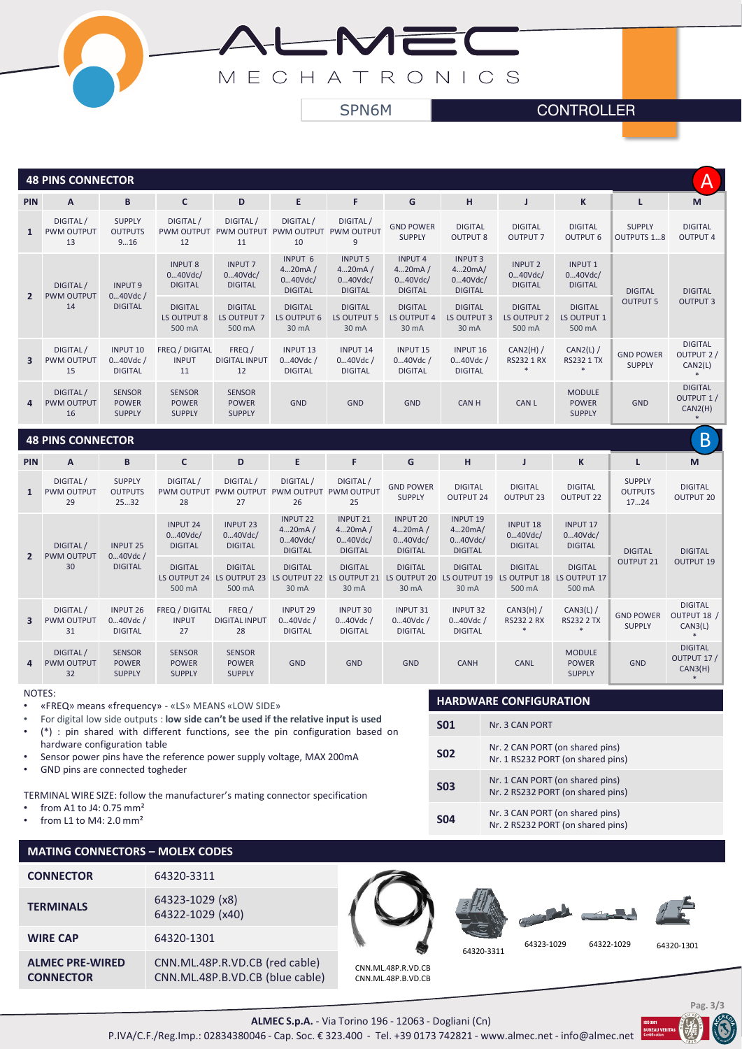# SPN6M CONTROLLER

## 48 PINS CONNECTOR — A

| PIN | A | B | C | D | E | F | G | H | J | K | L | M |
|---|---|---|---|---|---|---|---|---|---|---|---|---|
| 1 | DIGITAL / PWM OUTPUT 13 | SUPPLY OUTPUTS 9…16 | DIGITAL / PWM OUTPUT 12 | DIGITAL / PWM OUTPUT 11 | DIGITAL / PWM OUTPUT 10 | DIGITAL / PWM OUTPUT 9 | GND POWER SUPPLY | DIGITAL OUTPUT 8 | DIGITAL OUTPUT 7 | DIGITAL OUTPUT 6 | SUPPLY OUTPUTS 1…8 | DIGITAL OUTPUT 4 |
| 2 | DIGITAL / PWM OUTPUT 14 | INPUT 9 0…40Vdc / DIGITAL | INPUT 8 0…40Vdc/ DIGITAL<br>DIGITAL LS OUTPUT 8 500 mA | INPUT 7 0…40Vdc/ DIGITAL<br>DIGITAL LS OUTPUT 7 500 mA | INPUT 6 4…20mA / 0…40Vdc/ DIGITAL<br>DIGITAL LS OUTPUT 6 30 mA | INPUT 5 4…20mA / 0…40Vdc/ DIGITAL<br>DIGITAL LS OUTPUT 5 30 mA | INPUT 4 4…20mA / 0…40Vdc/ DIGITAL<br>DIGITAL LS OUTPUT 4 30 mA | INPUT 3 4…20mA/ 0…40Vdc/ DIGITAL<br>DIGITAL LS OUTPUT 3 30 mA | INPUT 2 0…40Vdc/ DIGITAL<br>DIGITAL LS OUTPUT 2 500 mA | INPUT 1 0…40Vdc/ DIGITAL<br>DIGITAL LS OUTPUT 1 500 mA | DIGITAL OUTPUT 5 | DIGITAL OUTPUT 3 |
| 3 | DIGITAL / PWM OUTPUT 15 | INPUT 10 0…40Vdc / DIGITAL | FREQ / DIGITAL INPUT 11 | FREQ / DIGITAL INPUT 12 | INPUT 13 0…40Vdc / DIGITAL | INPUT 14 0…40Vdc / DIGITAL | INPUT 15 0…40Vdc / DIGITAL | INPUT 16 0…40Vdc / DIGITAL | CAN2(H) / RS232 1 RX * | CAN2(L) / RS232 1 TX * | GND POWER SUPPLY | DIGITAL OUTPUT 2 / CAN2(L) * |
| 4 | DIGITAL / PWM OUTPUT 16 | SENSOR POWER SUPPLY | SENSOR POWER SUPPLY | SENSOR POWER SUPPLY | GND | GND | GND | CAN H | CAN L | MODULE POWER SUPPLY | GND | DIGITAL OUTPUT 1 / CAN2(H) * |

## 48 PINS CONNECTOR — B

| PIN | A | B | C | D | E | F | G | H | J | K | L | M |
|---|---|---|---|---|---|---|---|---|---|---|---|---|
| 1 | DIGITAL / PWM OUTPUT 29 | SUPPLY OUTPUTS 25…32 | DIGITAL / PWM OUTPUT 28 | DIGITAL / PWM OUTPUT 27 | DIGITAL / PWM OUTPUT 26 | DIGITAL / PWM OUTPUT 25 | GND POWER SUPPLY | DIGITAL OUTPUT 24 | DIGITAL OUTPUT 23 | DIGITAL OUTPUT 22 | SUPPLY OUTPUTS 17…24 | DIGITAL OUTPUT 20 |
| 2 | DIGITAL / PWM OUTPUT 30 | INPUT 25 0…40Vdc / DIGITAL | INPUT 24 0…40Vdc/ DIGITAL<br>DIGITAL LS OUTPUT 24 500 mA | INPUT 23 0…40Vdc/ DIGITAL<br>DIGITAL LS OUTPUT 23 500 mA | INPUT 22 4…20mA / 0…40Vdc/ DIGITAL<br>DIGITAL LS OUTPUT 22 30 mA | INPUT 21 4…20mA / 0…40Vdc/ DIGITAL<br>DIGITAL LS OUTPUT 21 30 mA | INPUT 20 4…20mA / 0…40Vdc/ DIGITAL<br>DIGITAL LS OUTPUT 20 30 mA | INPUT 19 4…20mA/ 0…40Vdc/ DIGITAL<br>DIGITAL LS OUTPUT 19 30 mA | INPUT 18 0…40Vdc/ DIGITAL<br>DIGITAL LS OUTPUT 18 500 mA | INPUT 17 0…40Vdc/ DIGITAL<br>DIGITAL LS OUTPUT 17 500 mA | DIGITAL OUTPUT 21 | DIGITAL OUTPUT 19 |
| 3 | DIGITAL / PWM OUTPUT 31 | INPUT 26 0…40Vdc / DIGITAL | FREQ / DIGITAL INPUT 27 | FREQ / DIGITAL INPUT 28 | INPUT 29 0…40Vdc / DIGITAL | INPUT 30 0…40Vdc / DIGITAL | INPUT 31 0…40Vdc / DIGITAL | INPUT 32 0…40Vdc / DIGITAL | CAN3(H) / RS232 2 RX * | CAN3(L) / RS232 2 TX * | GND POWER SUPPLY | DIGITAL OUTPUT 18 / CAN3(L) * |
| 4 | DIGITAL / PWM OUTPUT 32 | SENSOR POWER SUPPLY | SENSOR POWER SUPPLY | SENSOR POWER SUPPLY | GND | GND | GND | CANH | CANL | MODULE POWER SUPPLY | GND | DIGITAL OUTPUT 17 / CAN3(H) * |

NOTES:

- «FREQ» means «frequency» - «LS» MEANS «LOW SIDE»
- For digital low side outputs : **low side can't be used if the relative input is used**
- (*) : pin shared with different functions, see the pin configuration based on hardware configuration table
- Sensor power pins have the reference power supply voltage, MAX 200mA
- GND pins are connected togheder

TERMINAL WIRE SIZE: follow the manufacturer's mating connector specification

- from A1 to J4: 0.75 mm²
- from L1 to M4: 2.0 mm²

## HARDWARE CONFIGURATION

| | |
|---|---|
| **S01** | Nr. 3 CAN PORT |
| **S02** | Nr. 2 CAN PORT (on shared pins)<br>Nr. 1 RS232 PORT (on shared pins) |
| **S03** | Nr. 1 CAN PORT (on shared pins)<br>Nr. 2 RS232 PORT (on shared pins) |
| **S04** | Nr. 3 CAN PORT (on shared pins)<br>Nr. 2 RS232 PORT (on shared pins) |

## MATING CONNECTORS – MOLEX CODES

| | |
|---|---|
| **CONNECTOR** | 64320-3311 |
| **TERMINALS** | 64323-1029 (x8)<br>64322-1029 (x40) |
| **WIRE CAP** | 64320-1301 |
| **ALMEC PRE-WIRED CONNECTOR** | CNN.ML.48P.R.VD.CB (red cable)<br>CNN.ML.48P.B.VD.CB (blue cable) |

CNN.ML.48P.R.VD.CB
CNN.ML.48P.B.VD.CB

64320-3311

64323-1029

64322-1029

64320-1301

**ALMEC S.p.A.** - Via Torino 196 - 12063 - Dogliani (Cn)
P.IVA/C.F./Reg.Imp.: 02834380046 - Cap. Soc. € 323.400 - Tel. +39 0173 742821 - www.almec.net - info@almec.net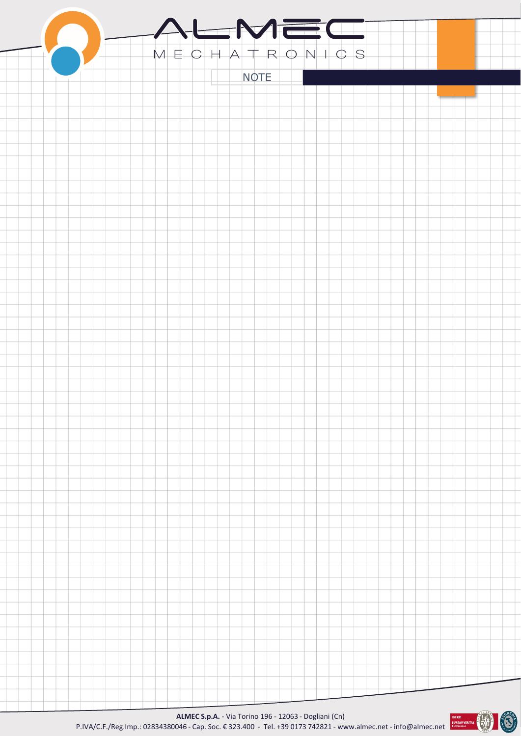# NOTE